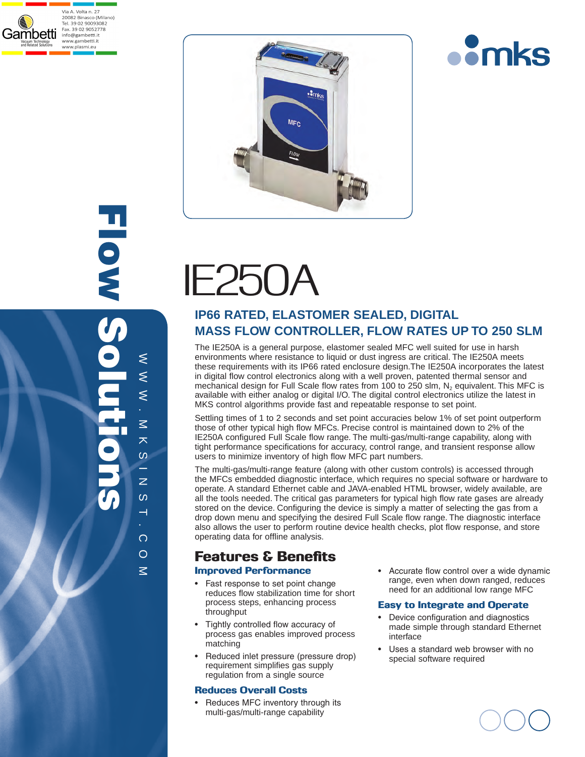Via A. Volta n. 27
20082 Binasco (Milano)
Tel. 39 02 90093082
Fax. 39 02 9052778
info@gambetti.it
www.gambetti.it
www.plasmi.eu

Flow Solutions

WWW.MKSINST.COM

# IE250A

## IP66 RATED, ELASTOMER SEALED, DIGITAL MASS FLOW CONTROLLER, FLOW RATES UP TO 250 SLM

The IE250A is a general purpose, elastomer sealed MFC well suited for use in harsh environments where resistance to liquid or dust ingress are critical. The IE250A meets these requirements with its IP66 rated enclosure design.The IE250A incorporates the latest in digital flow control electronics along with a well proven, patented thermal sensor and mechanical design for Full Scale flow rates from 100 to 250 slm, $N_2$ equivalent. This MFC is available with either analog or digital I/O. The digital control electronics utilize the latest in MKS control algorithms provide fast and repeatable response to set point.

Settling times of 1 to 2 seconds and set point accuracies below 1% of set point outperform those of other typical high flow MFCs. Precise control is maintained down to 2% of the IE250A configured Full Scale flow range. The multi-gas/multi-range capability, along with tight performance specifications for accuracy, control range, and transient response allow users to minimize inventory of high flow MFC part numbers.

The multi-gas/multi-range feature (along with other custom controls) is accessed through the MFCs embedded diagnostic interface, which requires no special software or hardware to operate. A standard Ethernet cable and JAVA-enabled HTML browser, widely available, are all the tools needed. The critical gas parameters for typical high flow rate gases are already stored on the device. Configuring the device is simply a matter of selecting the gas from a drop down menu and specifying the desired Full Scale flow range. The diagnostic interface also allows the user to perform routine device health checks, plot flow response, and store operating data for offline analysis.

## Features & Benefits

### Improved Performance

- Fast response to set point change reduces flow stabilization time for short process steps, enhancing process throughput
- Tightly controlled flow accuracy of process gas enables improved process matching
- Reduced inlet pressure (pressure drop) requirement simplifies gas supply regulation from a single source

### Reduces Overall Costs

- Reduces MFC inventory through its multi-gas/multi-range capability
- Accurate flow control over a wide dynamic range, even when down ranged, reduces need for an additional low range MFC

### Easy to Integrate and Operate

- Device configuration and diagnostics made simple through standard Ethernet interface
- Uses a standard web browser with no special software required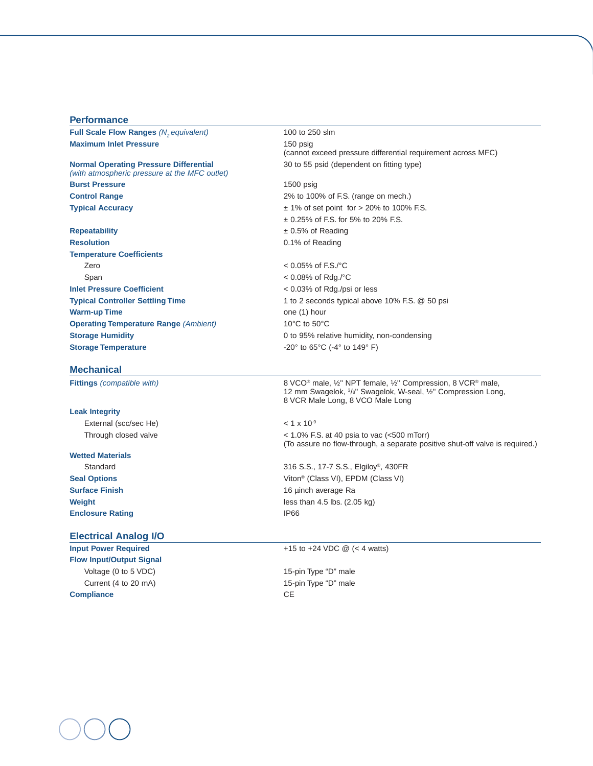## Performance

| | |
|---|---|
| **Full Scale Flow Ranges** *($N_2$ equivalent)* | 100 to 250 slm |
| **Maximum Inlet Pressure** | 150 psig<br>(cannot exceed pressure differential requirement across MFC) |
| **Normal Operating Pressure Differential**<br>*(with atmospheric pressure at the MFC outlet)* | 30 to 55 psid (dependent on fitting type) |
| **Burst Pressure** | 1500 psig |
| **Control Range** | 2% to 100% of F.S. (range on mech.) |
| **Typical Accuracy** | ± 1% of set point for > 20% to 100% F.S.<br>± 0.25% of F.S. for 5% to 20% F.S. |
| **Repeatability** | ± 0.5% of Reading |
| **Resolution** | 0.1% of Reading |
| **Temperature Coefficients** | |
| Zero | < 0.05% of F.S./°C |
| Span | < 0.08% of Rdg./°C |
| **Inlet Pressure Coefficient** | < 0.03% of Rdg./psi or less |
| **Typical Controller Settling Time** | 1 to 2 seconds typical above 10% F.S. @ 50 psi |
| **Warm-up Time** | one (1) hour |
| **Operating Temperature Range** *(Ambient)* | 10°C to 50°C |
| **Storage Humidity** | 0 to 95% relative humidity, non-condensing |
| **Storage Temperature** | -20° to 65°C (-4° to 149° F) |

## Mechanical

| | |
|---|---|
| **Fittings** *(compatible with)* | 8 VCO® male, ½" NPT female, ½" Compression, 8 VCR® male, 12 mm Swagelok, 3/8" Swagelok, W-seal, ½" Compression Long, 8 VCR Male Long, 8 VCO Male Long |
| **Leak Integrity** | |
| External (scc/sec He) | $< 1 \times 10^{-9}$ |
| Through closed valve | < 1.0% F.S. at 40 psia to vac (<500 mTorr)<br>(To assure no flow-through, a separate positive shut-off valve is required.) |
| **Wetted Materials** | |
| Standard | 316 S.S., 17-7 S.S., Elgiloy®, 430FR |
| **Seal Options** | Viton® (Class VI), EPDM (Class VI) |
| **Surface Finish** | 16 µinch average Ra |
| **Weight** | less than 4.5 lbs. (2.05 kg) |
| **Enclosure Rating** | IP66 |

## Electrical Analog I/O

| | |
|---|---|
| **Input Power Required** | +15 to +24 VDC @ (< 4 watts) |
| **Flow Input/Output Signal** | |
| Voltage (0 to 5 VDC) | 15-pin Type "D" male |
| Current (4 to 20 mA) | 15-pin Type "D" male |
| **Compliance** | CE |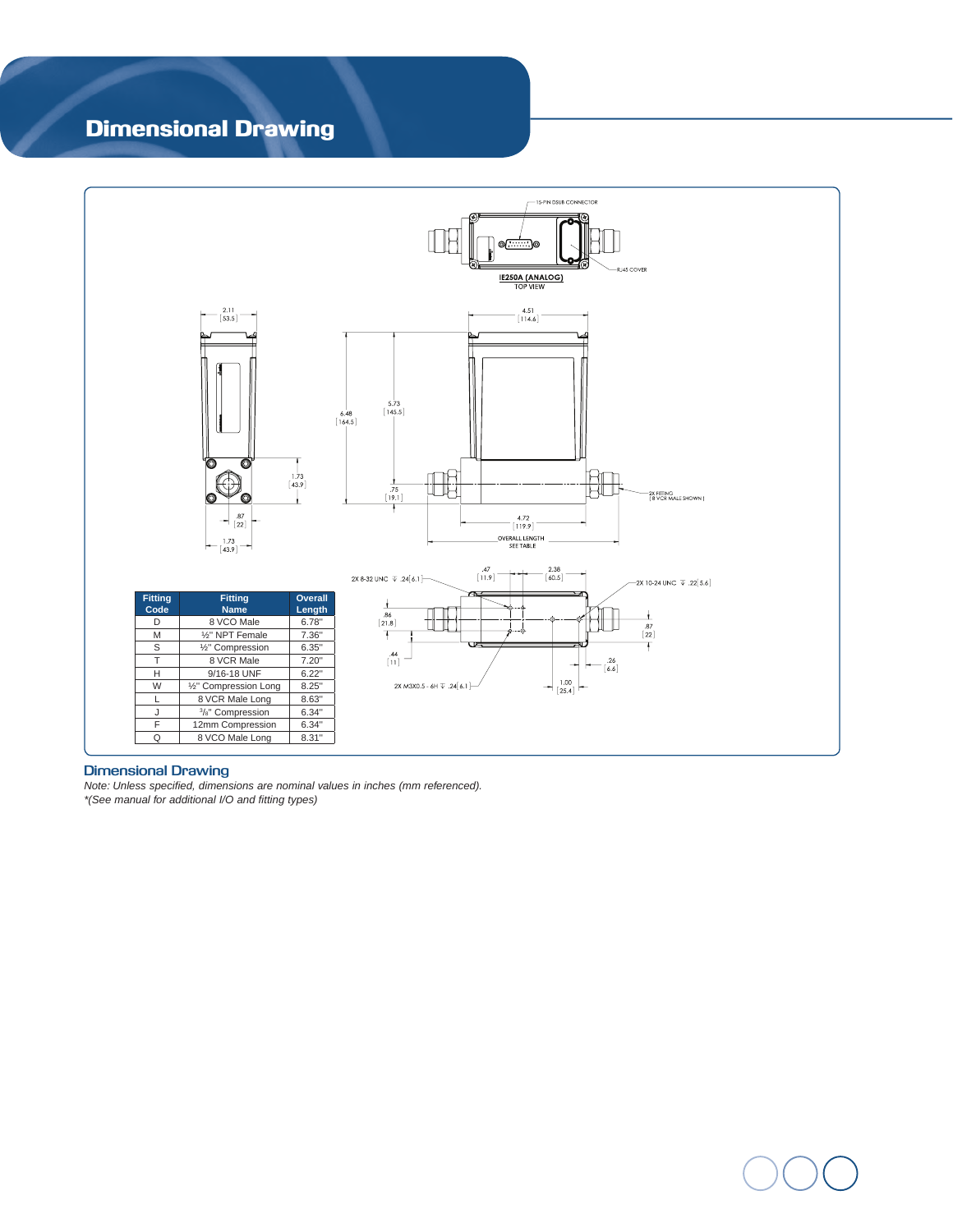# Dimensional Drawing

| Fitting Code | Fitting Name | Overall Length |
|---|---|---|
| D | 8 VCO Male | 6.78" |
| M | ½" NPT Female | 7.36" |
| S | ½" Compression | 6.35" |
| T | 8 VCR Male | 7.20" |
| H | 9/16-18 UNF | 6.22" |
| W | ½" Compression Long | 8.25" |
| L | 8 VCR Male Long | 8.63" |
| J | ³/₈" Compression | 6.34" |
| F | 12mm Compression | 6.34" |
| Q | 8 VCO Male Long | 8.31" |

## Dimensional Drawing

*Note: Unless specified, dimensions are nominal values in inches (mm referenced).*
*\*(See manual for additional I/O and fitting types)*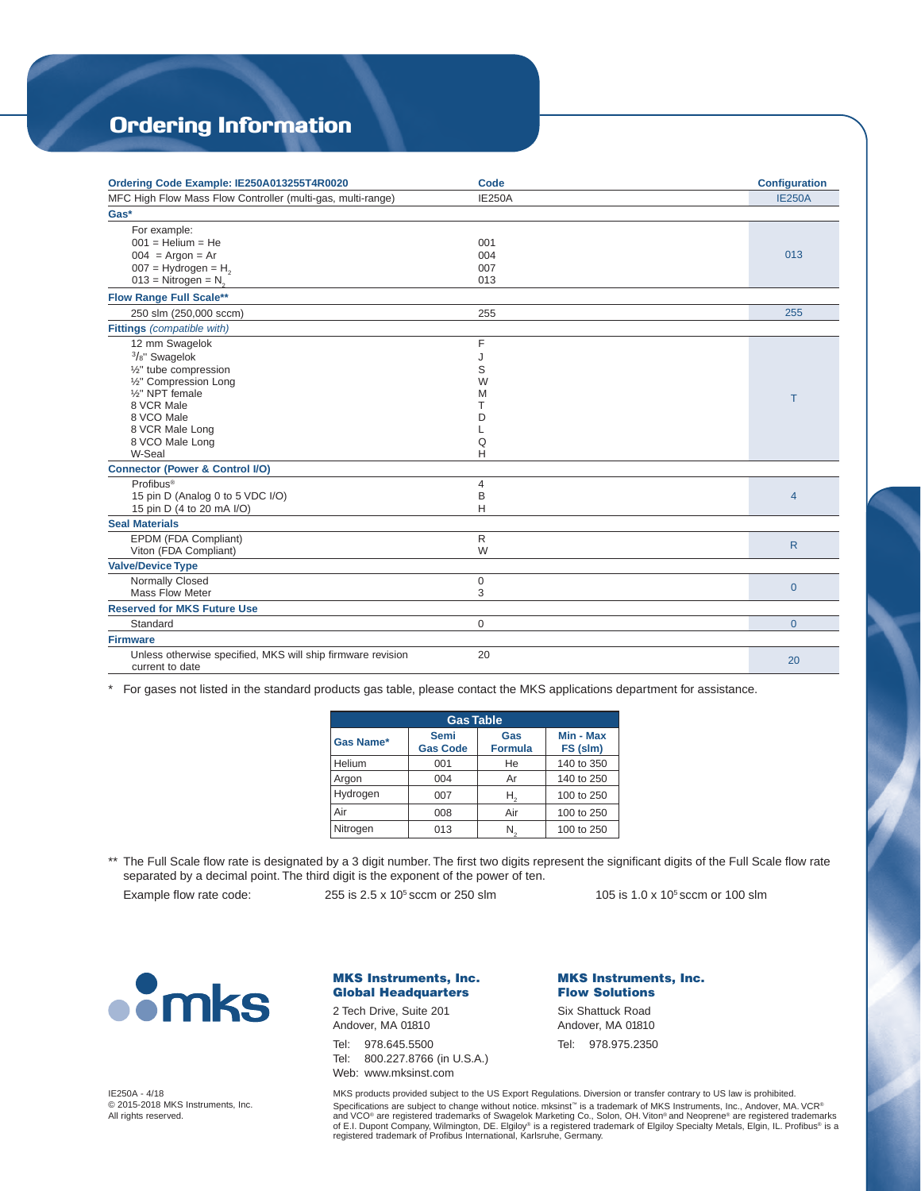# Ordering Information

| Ordering Code Example: IE250A013255T4R0020 | Code | Configuration |
|---|---|---|
| MFC High Flow Mass Flow Controller (multi-gas, multi-range) | IE250A | IE250A |
| **Gas*** | | |
| For example: | | |
| 001 = Helium = He | 001 | |
| 004 = Argon = Ar | 004 | 013 |
| 007 = Hydrogen = $H_2$ | 007 | |
| 013 = Nitrogen = $N_2$ | 013 | |
| **Flow Range Full Scale**** | | |
| 250 slm (250,000 sccm) | 255 | 255 |
| **Fittings** *(compatible with)* | | |
| 12 mm Swagelok | F | |
| 3/8" Swagelok | J | |
| ½" tube compression | S | |
| ½" Compression Long | W | |
| ½" NPT female | M | T |
| 8 VCR Male | T | |
| 8 VCO Male | D | |
| 8 VCR Male Long | L | |
| 8 VCO Male Long | Q | |
| W-Seal | H | |
| **Connector (Power & Control I/O)** | | |
| Profibus® | 4 | |
| 15 pin D (Analog 0 to 5 VDC I/O) | B | 4 |
| 15 pin D (4 to 20 mA I/O) | H | |
| **Seal Materials** | | |
| EPDM (FDA Compliant) | R | R |
| Viton (FDA Compliant) | W | |
| **Valve/Device Type** | | |
| Normally Closed | 0 | 0 |
| Mass Flow Meter | 3 | |
| **Reserved for MKS Future Use** | | |
| Standard | 0 | 0 |
| **Firmware** | | |
| Unless otherwise specified, MKS will ship firmware revision current to date | 20 | 20 |

\* For gases not listed in the standard products gas table, please contact the MKS applications department for assistance.

**Gas Table**

| Gas Name* | Semi Gas Code | Gas Formula | Min - Max FS (slm) |
|---|---|---|---|
| Helium | 001 | He | 140 to 350 |
| Argon | 004 | Ar | 140 to 250 |
| Hydrogen | 007 | $H_2$ | 100 to 250 |
| Air | 008 | Air | 100 to 250 |
| Nitrogen | 013 | $N_2$ | 100 to 250 |

** The Full Scale flow rate is designated by a 3 digit number. The first two digits represent the significant digits of the Full Scale flow rate separated by a decimal point. The third digit is the exponent of the power of ten.

Example flow rate code: 255 is $2.5 \times 10^5$ sccm or 250 slm 105 is $1.0 \times 10^5$ sccm or 100 slm

mks

**MKS Instruments, Inc.**
**Global Headquarters**

2 Tech Drive, Suite 201
Andover, MA 01810

Tel: 978.645.5500
Tel: 800.227.8766 (in U.S.A.)
Web: www.mksinst.com

**MKS Instruments, Inc.**
**Flow Solutions**

Six Shattuck Road
Andover, MA 01810

Tel: 978.975.2350

IE250A - 4/18
© 2015-2018 MKS Instruments, Inc.
All rights reserved.

MKS products provided subject to the US Export Regulations. Diversion or transfer contrary to US law is prohibited. Specifications are subject to change without notice. mksinst™ is a trademark of MKS Instruments, Inc., Andover, MA. VCR® and VCO® are registered trademarks of Swagelok Marketing Co., Solon, OH. Viton® and Neoprene® are registered trademarks of E.I. Dupont Company, Wilmington, DE. Elgiloy® is a registered trademark of Elgiloy Specialty Metals, Elgin, IL. Profibus® is a registered trademark of Profibus International, Karlsruhe, Germany.